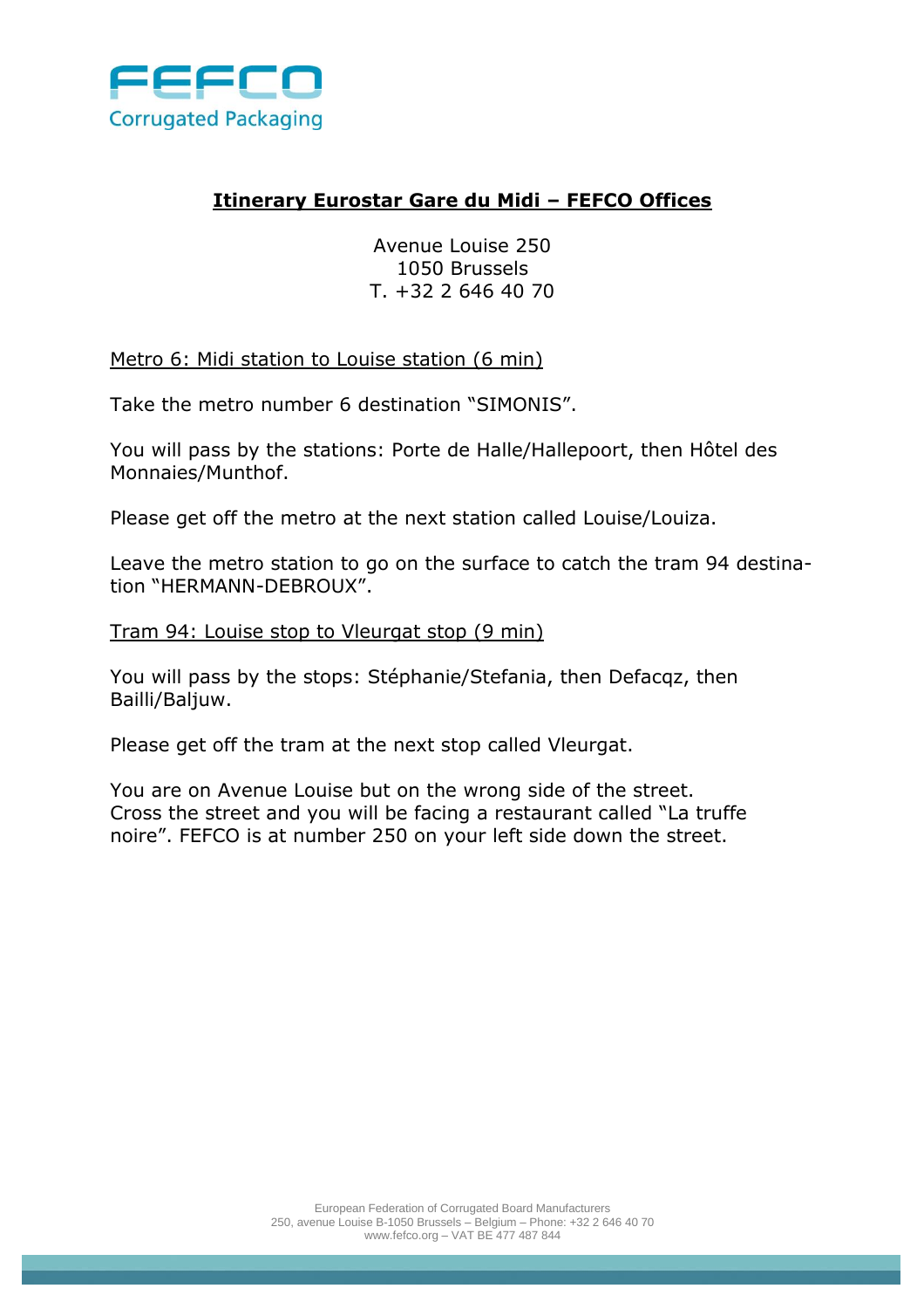FEFCO

Corrugated Packaging

# **Itinerary Eurostar Gare du Midi – FEFCO Offices**

Avenue Louise 250
1050 Brussels
T. +32 2 646 40 70

## Metro 6: Midi station to Louise station (6 min)

Take the metro number 6 destination "SIMONIS".

You will pass by the stations: Porte de Halle/Hallepoort, then Hôtel des Monnaies/Munthof.

Please get off the metro at the next station called Louise/Louiza.

Leave the metro station to go on the surface to catch the tram 94 destination "HERMANN-DEBROUX".

## Tram 94: Louise stop to Vleurgat stop (9 min)

You will pass by the stops: Stéphanie/Stefania, then Defacqz, then Bailli/Baljuw.

Please get off the tram at the next stop called Vleurgat.

You are on Avenue Louise but on the wrong side of the street.
Cross the street and you will be facing a restaurant called "La truffe noire". FEFCO is at number 250 on your left side down the street.

European Federation of Corrugated Board Manufacturers
250, avenue Louise B-1050 Brussels – Belgium – Phone: +32 2 646 40 70
www.fefco.org – VAT BE 477 487 844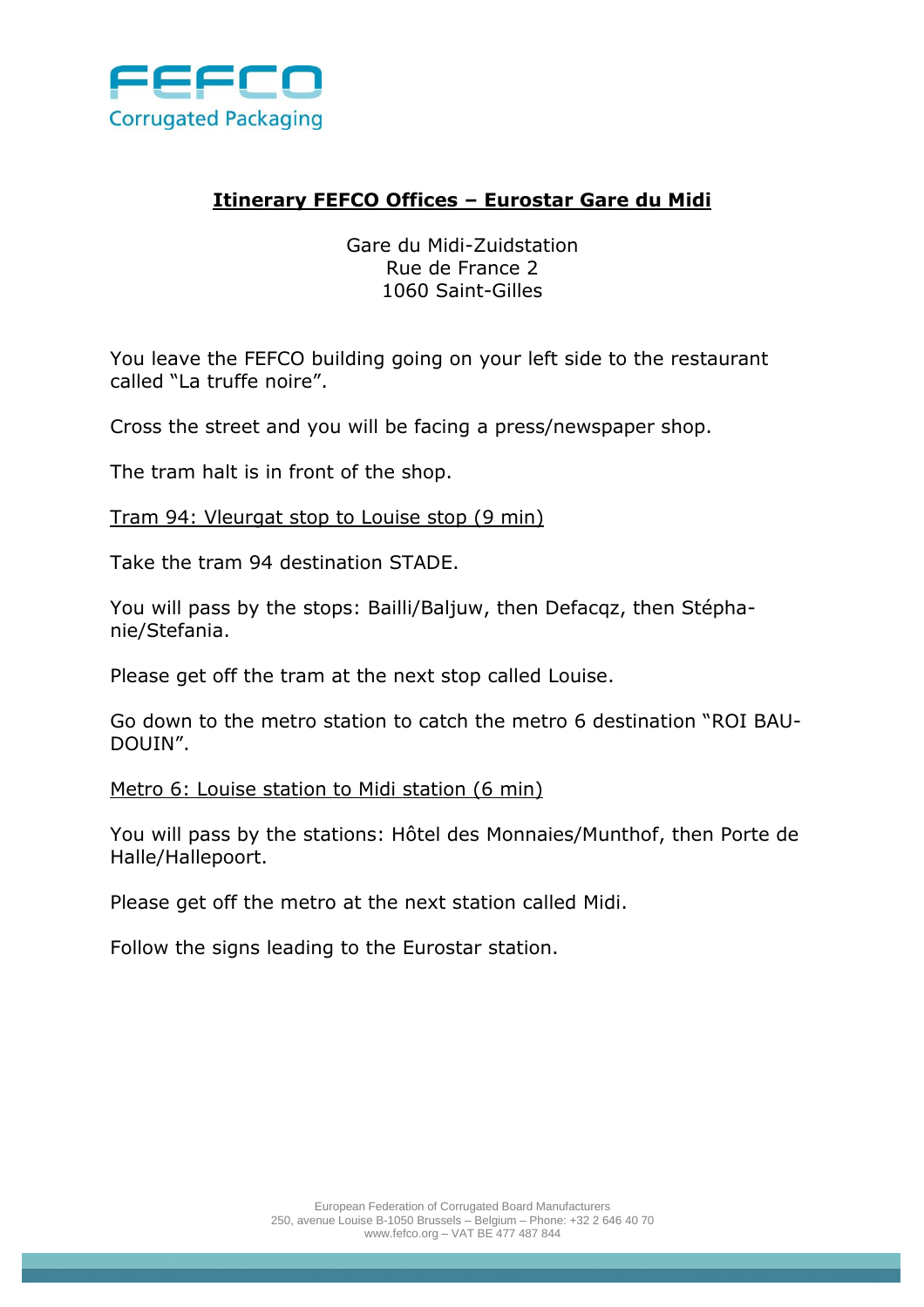FEFCO
Corrugated Packaging

## Itinerary FEFCO Offices – Eurostar Gare du Midi

Gare du Midi-Zuidstation
Rue de France 2
1060 Saint-Gilles

You leave the FEFCO building going on your left side to the restaurant called "La truffe noire".

Cross the street and you will be facing a press/newspaper shop.

The tram halt is in front of the shop.

Tram 94: Vleurgat stop to Louise stop (9 min)

Take the tram 94 destination STADE.

You will pass by the stops: Bailli/Baljuw, then Defacqz, then Stéphanie/Stefania.

Please get off the tram at the next stop called Louise.

Go down to the metro station to catch the metro 6 destination "ROI BAUDOUIN".

Metro 6: Louise station to Midi station (6 min)

You will pass by the stations: Hôtel des Monnaies/Munthof, then Porte de Halle/Hallepoort.

Please get off the metro at the next station called Midi.

Follow the signs leading to the Eurostar station.

European Federation of Corrugated Board Manufacturers
250, avenue Louise B-1050 Brussels – Belgium – Phone: +32 2 646 40 70
www.fefco.org – VAT BE 477 487 844